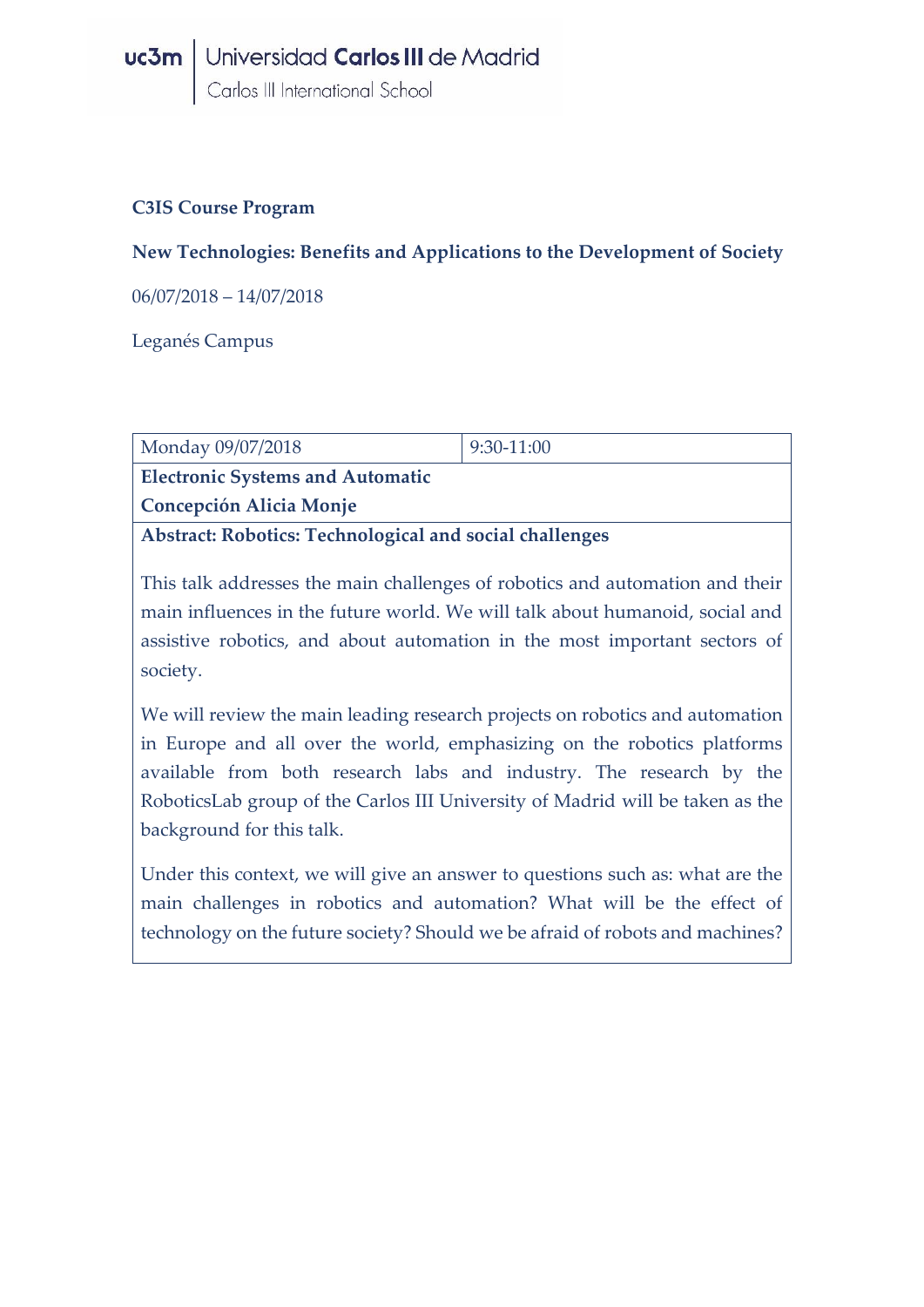uc3m | Universidad Carlos III de Madrid
Carlos III International School

**C3IS Course Program**

**New Technologies: Benefits and Applications to the Development of Society**

06/07/2018 – 14/07/2018

Leganés Campus

| Monday 09/07/2018 | 9:30-11:00 |
|---|---|
| **Electronic Systems and Automatic** | |
| **Concepción Alicia Monje** | |
| **Abstract: Robotics: Technological and social challenges** | |

This talk addresses the main challenges of robotics and automation and their main influences in the future world. We will talk about humanoid, social and assistive robotics, and about automation in the most important sectors of society.

We will review the main leading research projects on robotics and automation in Europe and all over the world, emphasizing on the robotics platforms available from both research labs and industry. The research by the RoboticsLab group of the Carlos III University of Madrid will be taken as the background for this talk.

Under this context, we will give an answer to questions such as: what are the main challenges in robotics and automation? What will be the effect of technology on the future society? Should we be afraid of robots and machines?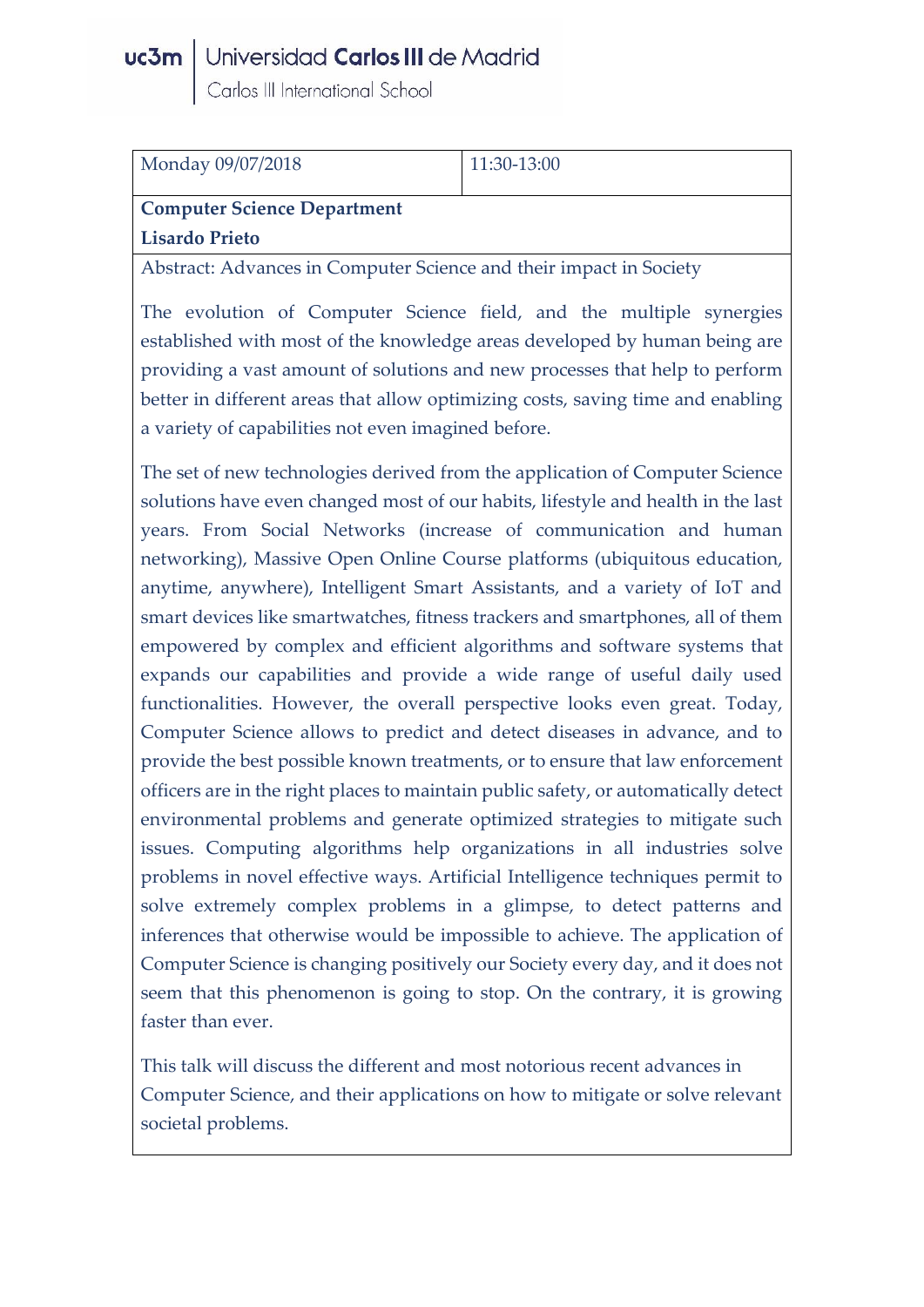| Monday 09/07/2018 | 11:30-13:00 |
|---|---|

**Computer Science Department**
**Lisardo Prieto**

Abstract: Advances in Computer Science and their impact in Society

The evolution of Computer Science field, and the multiple synergies established with most of the knowledge areas developed by human being are providing a vast amount of solutions and new processes that help to perform better in different areas that allow optimizing costs, saving time and enabling a variety of capabilities not even imagined before.

The set of new technologies derived from the application of Computer Science solutions have even changed most of our habits, lifestyle and health in the last years. From Social Networks (increase of communication and human networking), Massive Open Online Course platforms (ubiquitous education, anytime, anywhere), Intelligent Smart Assistants, and a variety of IoT and smart devices like smartwatches, fitness trackers and smartphones, all of them empowered by complex and efficient algorithms and software systems that expands our capabilities and provide a wide range of useful daily used functionalities. However, the overall perspective looks even great. Today, Computer Science allows to predict and detect diseases in advance, and to provide the best possible known treatments, or to ensure that law enforcement officers are in the right places to maintain public safety, or automatically detect environmental problems and generate optimized strategies to mitigate such issues. Computing algorithms help organizations in all industries solve problems in novel effective ways. Artificial Intelligence techniques permit to solve extremely complex problems in a glimpse, to detect patterns and inferences that otherwise would be impossible to achieve. The application of Computer Science is changing positively our Society every day, and it does not seem that this phenomenon is going to stop. On the contrary, it is growing faster than ever.

This talk will discuss the different and most notorious recent advances in Computer Science, and their applications on how to mitigate or solve relevant societal problems.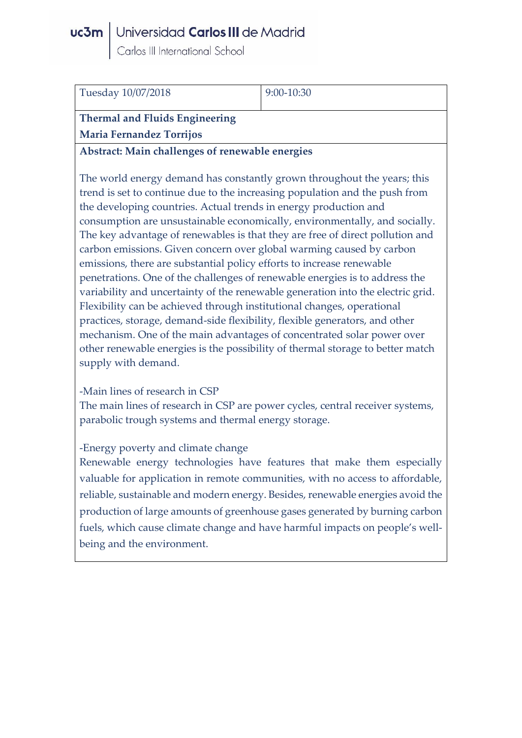| Tuesday 10/07/2018 | 9:00-10:30 |
|---|---|

**Thermal and Fluids Engineering**

**Maria Fernandez Torrijos**

**Abstract: Main challenges of renewable energies**

The world energy demand has constantly grown throughout the years; this trend is set to continue due to the increasing population and the push from the developing countries. Actual trends in energy production and consumption are unsustainable economically, environmentally, and socially. The key advantage of renewables is that they are free of direct pollution and carbon emissions. Given concern over global warming caused by carbon emissions, there are substantial policy efforts to increase renewable penetrations. One of the challenges of renewable energies is to address the variability and uncertainty of the renewable generation into the electric grid. Flexibility can be achieved through institutional changes, operational practices, storage, demand-side flexibility, flexible generators, and other mechanism. One of the main advantages of concentrated solar power over other renewable energies is the possibility of thermal storage to better match supply with demand.

-Main lines of research in CSP

The main lines of research in CSP are power cycles, central receiver systems, parabolic trough systems and thermal energy storage.

-Energy poverty and climate change

Renewable energy technologies have features that make them especially valuable for application in remote communities, with no access to affordable, reliable, sustainable and modern energy. Besides, renewable energies avoid the production of large amounts of greenhouse gases generated by burning carbon fuels, which cause climate change and have harmful impacts on people's well-being and the environment.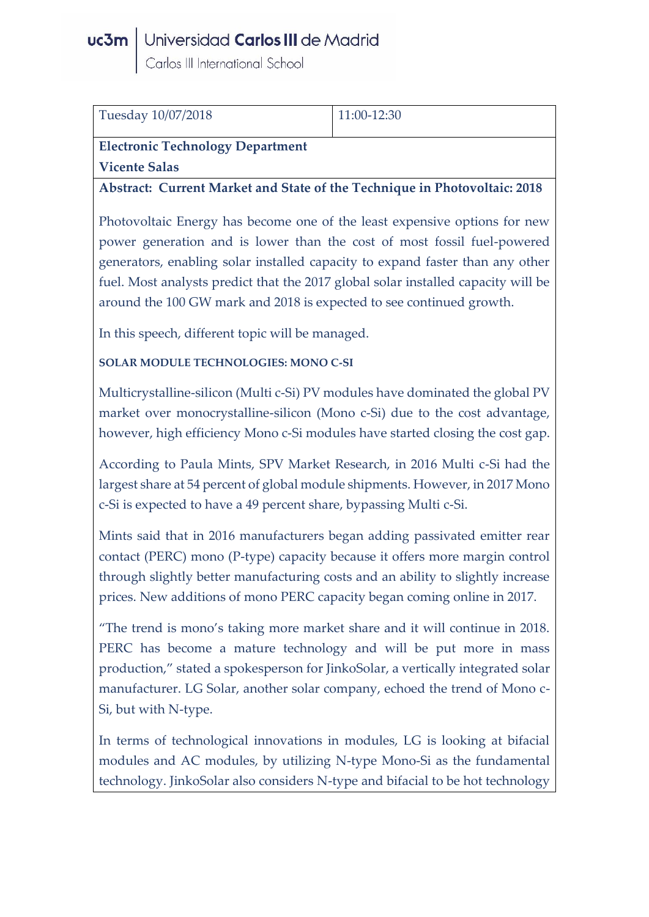| Tuesday 10/07/2018 | 11:00-12:30 |
| --- | --- |

**Electronic Technology Department**

**Vicente Salas**

**Abstract: Current Market and State of the Technique in Photovoltaic: 2018**

Photovoltaic Energy has become one of the least expensive options for new power generation and is lower than the cost of most fossil fuel-powered generators, enabling solar installed capacity to expand faster than any other fuel. Most analysts predict that the 2017 global solar installed capacity will be around the 100 GW mark and 2018 is expected to see continued growth.

In this speech, different topic will be managed.

**SOLAR MODULE TECHNOLOGIES: MONO C-SI**

Multicrystalline-silicon (Multi c-Si) PV modules have dominated the global PV market over monocrystalline-silicon (Mono c-Si) due to the cost advantage, however, high efficiency Mono c-Si modules have started closing the cost gap.

According to Paula Mints, SPV Market Research, in 2016 Multi c-Si had the largest share at 54 percent of global module shipments. However, in 2017 Mono c-Si is expected to have a 49 percent share, bypassing Multi c-Si.

Mints said that in 2016 manufacturers began adding passivated emitter rear contact (PERC) mono (P-type) capacity because it offers more margin control through slightly better manufacturing costs and an ability to slightly increase prices. New additions of mono PERC capacity began coming online in 2017.

"The trend is mono's taking more market share and it will continue in 2018. PERC has become a mature technology and will be put more in mass production," stated a spokesperson for JinkoSolar, a vertically integrated solar manufacturer. LG Solar, another solar company, echoed the trend of Mono c-Si, but with N-type.

In terms of technological innovations in modules, LG is looking at bifacial modules and AC modules, by utilizing N-type Mono-Si as the fundamental technology. JinkoSolar also considers N-type and bifacial to be hot technology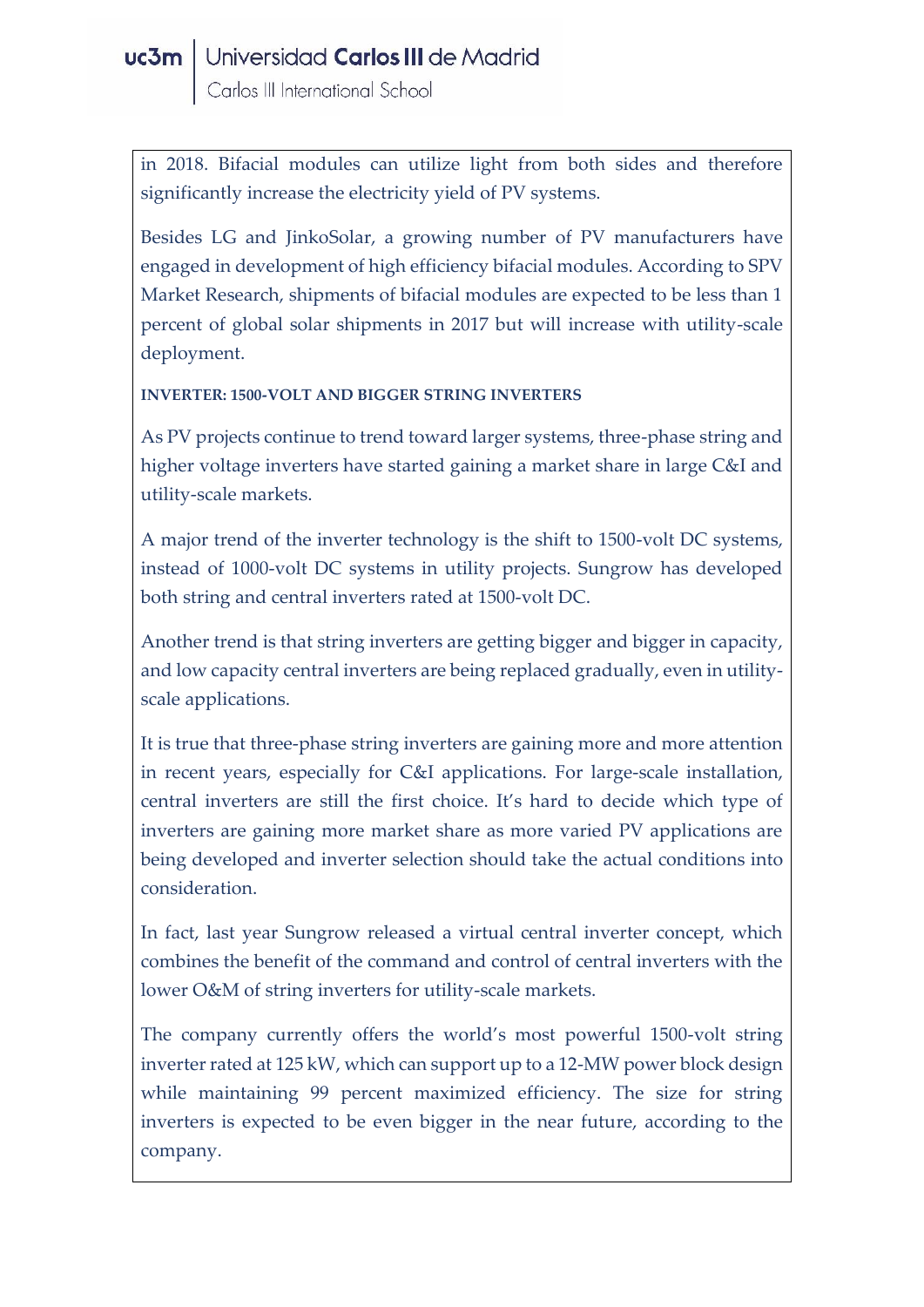in 2018. Bifacial modules can utilize light from both sides and therefore significantly increase the electricity yield of PV systems.

Besides LG and JinkoSolar, a growing number of PV manufacturers have engaged in development of high efficiency bifacial modules. According to SPV Market Research, shipments of bifacial modules are expected to be less than 1 percent of global solar shipments in 2017 but will increase with utility-scale deployment.

#### INVERTER: 1500-VOLT AND BIGGER STRING INVERTERS

As PV projects continue to trend toward larger systems, three-phase string and higher voltage inverters have started gaining a market share in large C&I and utility-scale markets.

A major trend of the inverter technology is the shift to 1500-volt DC systems, instead of 1000-volt DC systems in utility projects. Sungrow has developed both string and central inverters rated at 1500-volt DC.

Another trend is that string inverters are getting bigger and bigger in capacity, and low capacity central inverters are being replaced gradually, even in utility-scale applications.

It is true that three-phase string inverters are gaining more and more attention in recent years, especially for C&I applications. For large-scale installation, central inverters are still the first choice. It's hard to decide which type of inverters are gaining more market share as more varied PV applications are being developed and inverter selection should take the actual conditions into consideration.

In fact, last year Sungrow released a virtual central inverter concept, which combines the benefit of the command and control of central inverters with the lower O&M of string inverters for utility-scale markets.

The company currently offers the world's most powerful 1500-volt string inverter rated at 125 kW, which can support up to a 12-MW power block design while maintaining 99 percent maximized efficiency. The size for string inverters is expected to be even bigger in the near future, according to the company.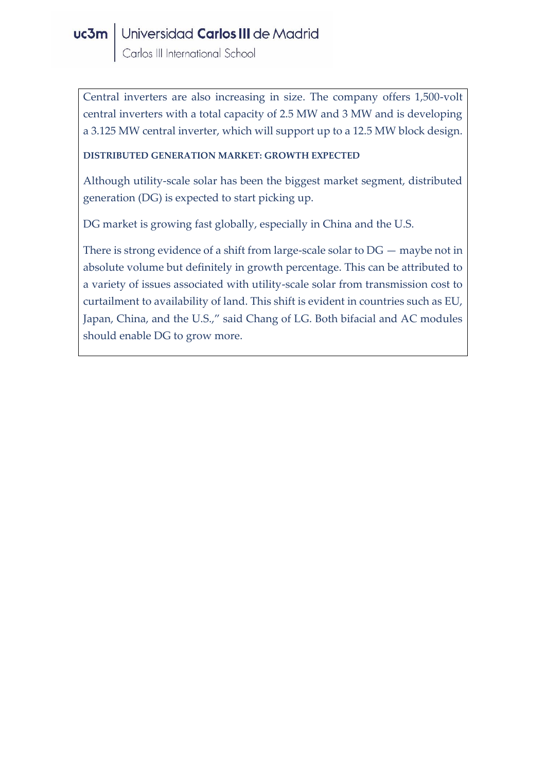Central inverters are also increasing in size. The company offers 1,500-volt central inverters with a total capacity of 2.5 MW and 3 MW and is developing a 3.125 MW central inverter, which will support up to a 12.5 MW block design.

**DISTRIBUTED GENERATION MARKET: GROWTH EXPECTED**

Although utility-scale solar has been the biggest market segment, distributed generation (DG) is expected to start picking up.

DG market is growing fast globally, especially in China and the U.S.

There is strong evidence of a shift from large-scale solar to DG — maybe not in absolute volume but definitely in growth percentage. This can be attributed to a variety of issues associated with utility-scale solar from transmission cost to curtailment to availability of land. This shift is evident in countries such as EU, Japan, China, and the U.S.," said Chang of LG. Both bifacial and AC modules should enable DG to grow more.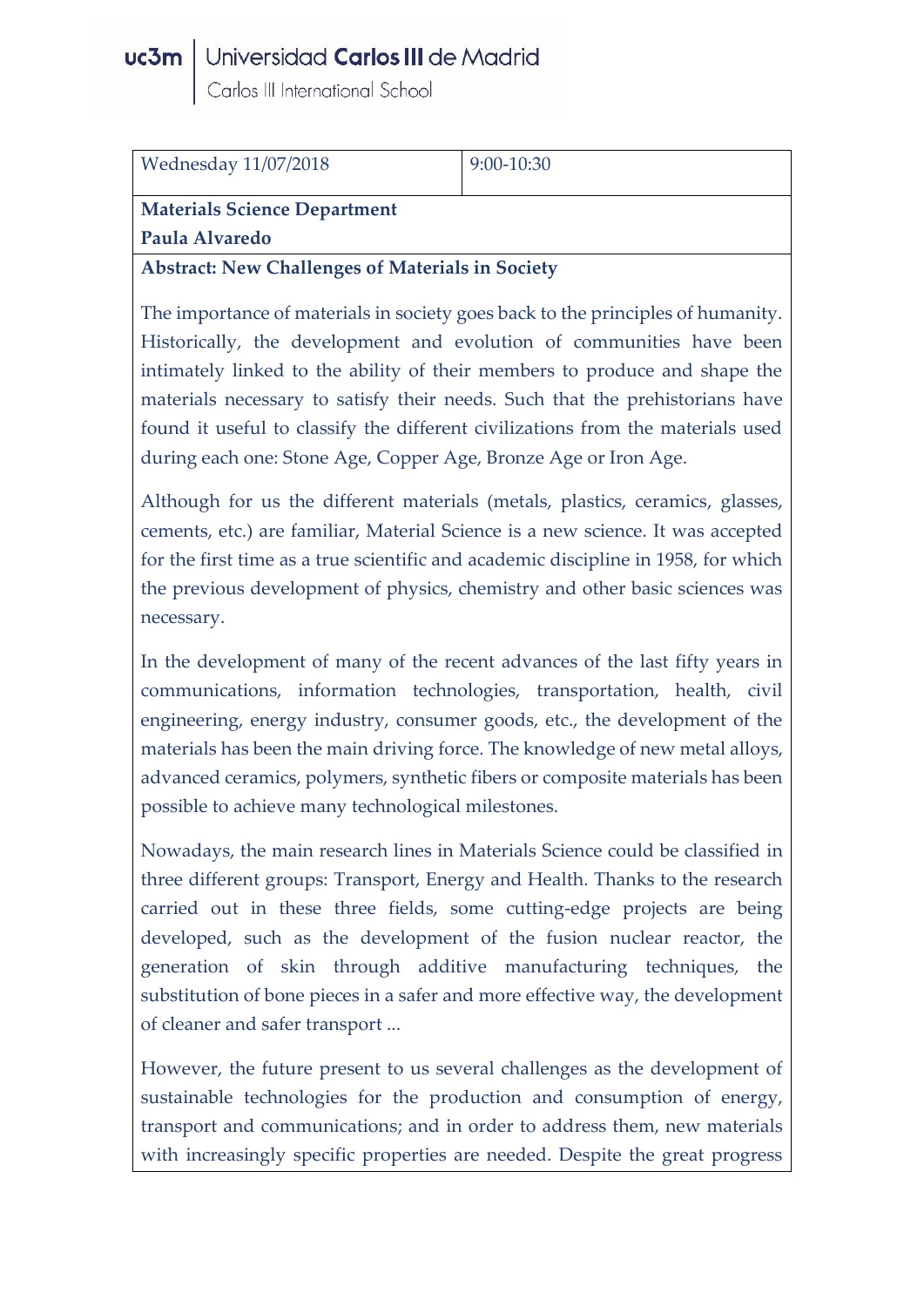| Wednesday 11/07/2018 | 9:00-10:30 |
| --- | --- |

**Materials Science Department**

**Paula Alvaredo**

**Abstract: New Challenges of Materials in Society**

The importance of materials in society goes back to the principles of humanity. Historically, the development and evolution of communities have been intimately linked to the ability of their members to produce and shape the materials necessary to satisfy their needs. Such that the prehistorians have found it useful to classify the different civilizations from the materials used during each one: Stone Age, Copper Age, Bronze Age or Iron Age.

Although for us the different materials (metals, plastics, ceramics, glasses, cements, etc.) are familiar, Material Science is a new science. It was accepted for the first time as a true scientific and academic discipline in 1958, for which the previous development of physics, chemistry and other basic sciences was necessary.

In the development of many of the recent advances of the last fifty years in communications, information technologies, transportation, health, civil engineering, energy industry, consumer goods, etc., the development of the materials has been the main driving force. The knowledge of new metal alloys, advanced ceramics, polymers, synthetic fibers or composite materials has been possible to achieve many technological milestones.

Nowadays, the main research lines in Materials Science could be classified in three different groups: Transport, Energy and Health. Thanks to the research carried out in these three fields, some cutting-edge projects are being developed, such as the development of the fusion nuclear reactor, the generation of skin through additive manufacturing techniques, the substitution of bone pieces in a safer and more effective way, the development of cleaner and safer transport ...

However, the future present to us several challenges as the development of sustainable technologies for the production and consumption of energy, transport and communications; and in order to address them, new materials with increasingly specific properties are needed. Despite the great progress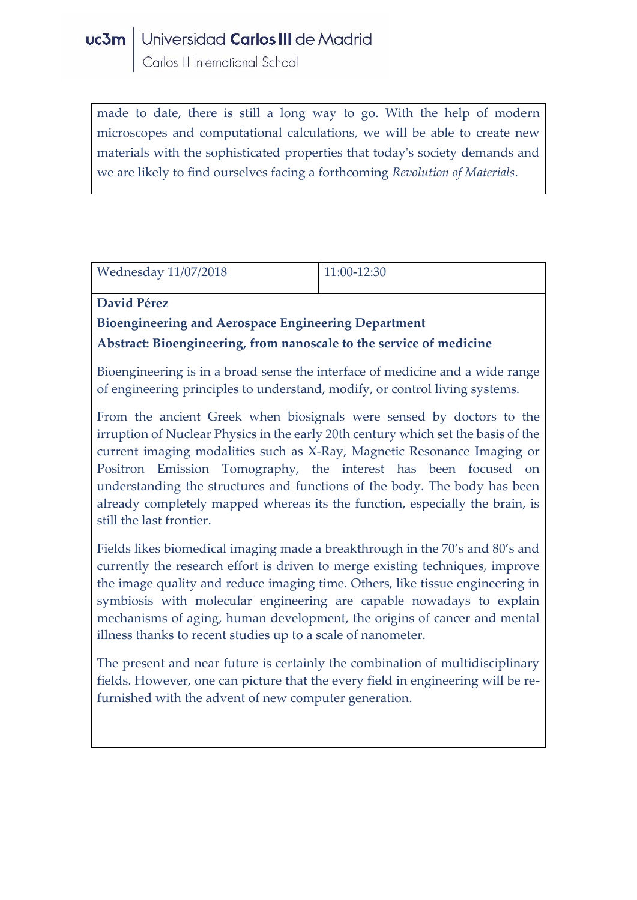made to date, there is still a long way to go. With the help of modern microscopes and computational calculations, we will be able to create new materials with the sophisticated properties that today's society demands and we are likely to find ourselves facing a forthcoming *Revolution of Materials*.

| Wednesday 11/07/2018 | 11:00-12:30 |
|---|---|

**David Pérez**

**Bioengineering and Aerospace Engineering Department**

**Abstract: Bioengineering, from nanoscale to the service of medicine**

Bioengineering is in a broad sense the interface of medicine and a wide range of engineering principles to understand, modify, or control living systems.

From the ancient Greek when biosignals were sensed by doctors to the irruption of Nuclear Physics in the early 20th century which set the basis of the current imaging modalities such as X-Ray, Magnetic Resonance Imaging or Positron Emission Tomography, the interest has been focused on understanding the structures and functions of the body. The body has been already completely mapped whereas its the function, especially the brain, is still the last frontier.

Fields likes biomedical imaging made a breakthrough in the 70's and 80's and currently the research effort is driven to merge existing techniques, improve the image quality and reduce imaging time. Others, like tissue engineering in symbiosis with molecular engineering are capable nowadays to explain mechanisms of aging, human development, the origins of cancer and mental illness thanks to recent studies up to a scale of nanometer.

The present and near future is certainly the combination of multidisciplinary fields. However, one can picture that the every field in engineering will be re-furnished with the advent of new computer generation.